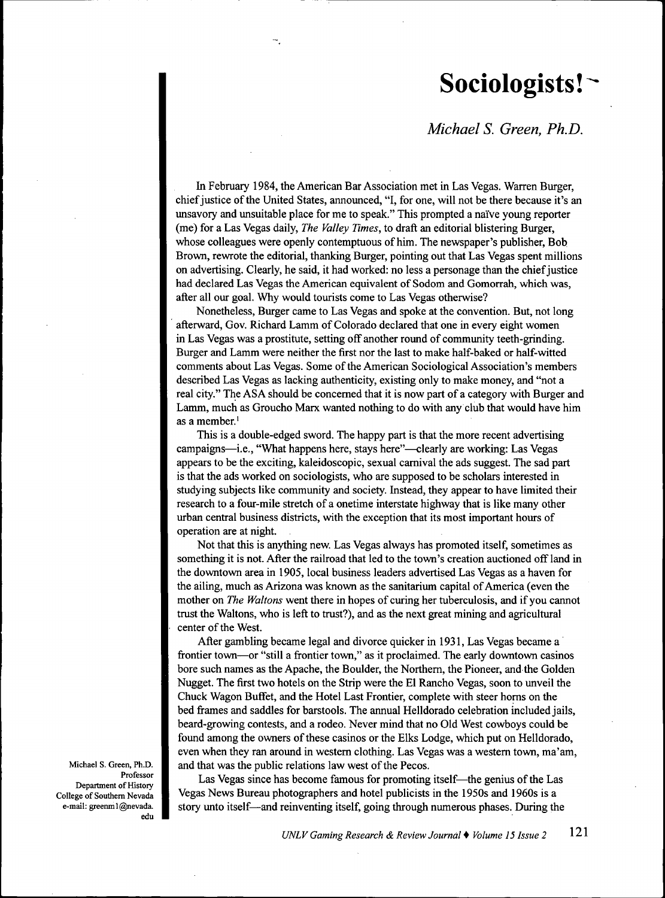# Sociologists!

## *Michael S. Green, Ph.D.*

In February 1984, the American Bar Association met in Las Vegas. Warren Burger, chief justice of the United States, announced, "I, for one, will not be there because it's an unsavory and unsuitable place for me to speak." This prompted a naïve young reporter (me) for a Las Vegas daily, *The Valley Times*, to draft an editorial blistering Burger, whose colleagues were openly contemptuous of him. The newspaper's publisher, Bob Brown, rewrote the editorial, thanking Burger, pointing out that Las Vegas spent millions on advertising. Clearly, he said, it had worked: no less a personage than the chief justice had declared Las Vegas the American equivalent of Sodom and Gomorrah, which was, after all our goal. Why would tourists come to Las Vegas otherwise?

Nonetheless, Burger came to Las Vegas and spoke at the convention. But, not long afterward, Gov. Richard Lamm of Colorado declared that one in every eight women in Las Vegas was a prostitute, setting off another round of community teeth-grinding. Burger and Lamm were neither the first nor the last to make half-baked or half-witted comments about Las Vegas. Some of the American Sociological Association's members described Las Vegas as lacking authenticity, existing only to make money, and "not a real city." The ASA should be concerned that it is now part of a category with Burger and Lamm, much as Groucho Marx wanted nothing to do with any club that would have him as a member.[1]

This is a double-edged sword. The happy part is that the more recent advertising campaigns—i.e., "What happens here, stays here"—clearly are working: Las Vegas appears to be the exciting, kaleidoscopic, sexual carnival the ads suggest. The sad part is that the ads worked on sociologists, who are supposed to be scholars interested in studying subjects like community and society. Instead, they appear to have limited their research to a four-mile stretch of a onetime interstate highway that is like many other urban central business districts, with the exception that its most important hours of operation are at night.

Not that this is anything new. Las Vegas always has promoted itself, sometimes as something it is not. After the railroad that led to the town's creation auctioned off land in the downtown area in 1905, local business leaders advertised Las Vegas as a haven for the ailing, much as Arizona was known as the sanitarium capital of America (even the mother on *The Waltons* went there in hopes of curing her tuberculosis, and if you cannot trust the Waltons, who is left to trust?), and as the next great mining and agricultural center of the West.

After gambling became legal and divorce quicker in 1931, Las Vegas became a frontier town—or "still a frontier town," as it proclaimed. The early downtown casinos bore such names as the Apache, the Boulder, the Northern, the Pioneer, and the Golden Nugget. The first two hotels on the Strip were the El Rancho Vegas, soon to unveil the Chuck Wagon Buffet, and the Hotel Last Frontier, complete with steer horns on the bed frames and saddles for barstools. The annual Helldorado celebration included jails, beard-growing contests, and a rodeo. Never mind that no Old West cowboys could be found among the owners of these casinos or the Elks Lodge, which put on Helldorado, even when they ran around in western clothing. Las Vegas was a western town, ma'am, and that was the public relations law west of the Pecos.

Las Vegas since has become famous for promoting itself—the genius of the Las Vegas News Bureau photographers and hotel publicists in the 1950s and 1960s is a story unto itself—and reinventing itself, going through numerous phases. During the

Michael S. Green, Ph.D.
Professor
Department of History
College of Southern Nevada
e-mail: greenm1@nevada.edu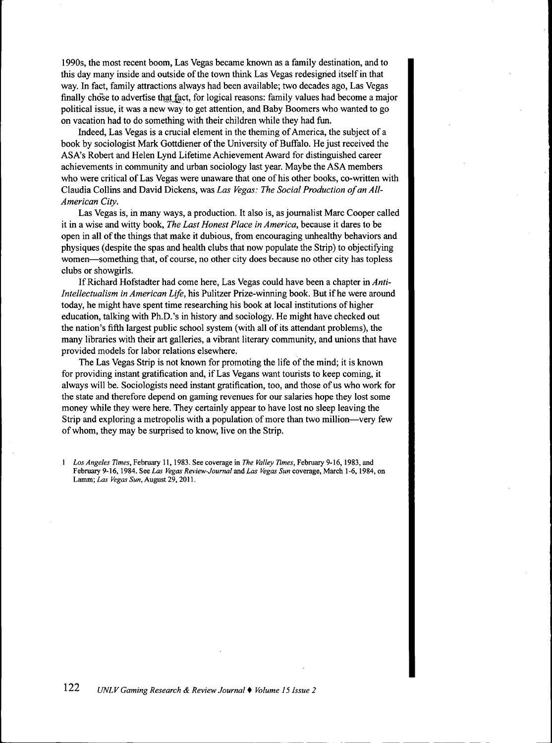1990s, the most recent boom, Las Vegas became known as a family destination, and to this day many inside and outside of the town think Las Vegas redesigned itself in that way. In fact, family attractions always had been available; two decades ago, Las Vegas finally chose to advertise that fact, for logical reasons: family values had become a major political issue, it was a new way to get attention, and Baby Boomers who wanted to go on vacation had to do something with their children while they had fun.

Indeed, Las Vegas is a crucial element in the theming of America, the subject of a book by sociologist Mark Gottdiener of the University of Buffalo. He just received the ASA's Robert and Helen Lynd Lifetime Achievement Award for distinguished career achievements in community and urban sociology last year. Maybe the ASA members who were critical of Las Vegas were unaware that one of his other books, co-written with Claudia Collins and David Dickens, was *Las Vegas: The Social Production of an All-American City*.

Las Vegas is, in many ways, a production. It also is, as journalist Marc Cooper called it in a wise and witty book, *The Last Honest Place in America*, because it dares to be open in all of the things that make it dubious, from encouraging unhealthy behaviors and physiques (despite the spas and health clubs that now populate the Strip) to objectifying women—something that, of course, no other city does because no other city has topless clubs or showgirls.

If Richard Hofstadter had come here, Las Vegas could have been a chapter in *Anti-Intellectualism in American Life*, his Pulitzer Prize-winning book. But if he were around today, he might have spent time researching his book at local institutions of higher education, talking with Ph.D.'s in history and sociology. He might have checked out the nation's fifth largest public school system (with all of its attendant problems), the many libraries with their art galleries, a vibrant literary community, and unions that have provided models for labor relations elsewhere.

The Las Vegas Strip is not known for promoting the life of the mind; it is known for providing instant gratification and, if Las Vegans want tourists to keep coming, it always will be. Sociologists need instant gratification, too, and those of us who work for the state and therefore depend on gaming revenues for our salaries hope they lost some money while they were here. They certainly appear to have lost no sleep leaving the Strip and exploring a metropolis with a population of more than two million—very few of whom, they may be surprised to know, live on the Strip.

1 *Los Angeles Times*, February 11, 1983. See coverage in *The Valley Times*, February 9-16, 1983, and February 9-16, 1984. See *Las Vegas Review-Journal* and *Las Vegas Sun* coverage, March 1-6, 1984, on Lamm; *Las Vegas Sun*, August 29, 2011.